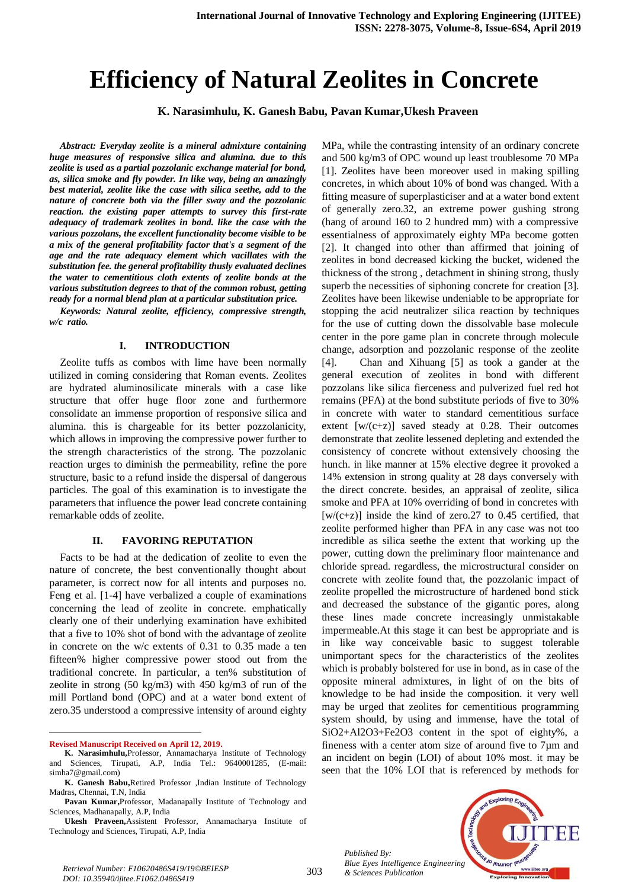# Efficiency of Natural Zeolites in Concrete

**K. Narasimhulu, K. Ganesh Babu, Pavan Kumar, Ukesh Praveen**

***Abstract: Everyday zeolite is a mineral admixture containing huge measures of responsive silica and alumina. due to this zeolite is used as a partial pozzolanic exchange material for bond, as, silica smoke and fly powder. In like way, being an amazingly best material, zeolite like the case with silica seethe, add to the nature of concrete both via the filler sway and the pozzolanic reaction. the existing paper attempts to survey this first-rate adequacy of trademark zeolites in bond. like the case with the various pozzolans, the excellent functionality become visible to be a mix of the general profitability factor that's a segment of the age and the rate adequacy element which vacillates with the substitution fee. the general profitability thusly evaluated declines the water to cementitious cloth extents of zeolite bonds at the various substitution degrees to that of the common robust, getting ready for a normal blend plan at a particular substitution price.***

***Keywords: Natural zeolite, efficiency, compressive strength, w/c ratio.***

## I. INTRODUCTION

Zeolite tuffs as combos with lime have been normally utilized in coming considering that Roman events. Zeolites are hydrated aluminosilicate minerals with a case like structure that offer huge floor zone and furthermore consolidate an immense proportion of responsive silica and alumina. this is chargeable for its better pozzolanicity, which allows in improving the compressive power further to the strength characteristics of the strong. The pozzolanic reaction urges to diminish the permeability, refine the pore structure, basic to a refund inside the dispersal of dangerous particles. The goal of this examination is to investigate the parameters that influence the power lead concrete containing remarkable odds of zeolite.

## II. FAVORING REPUTATION

Facts to be had at the dedication of zeolite to even the nature of concrete, the best conventionally thought about parameter, is correct now for all intents and purposes no. Feng et al. [1-4] have verbalized a couple of examinations concerning the lead of zeolite in concrete. emphatically clearly one of their underlying examination have exhibited that a five to 10% shot of bond with the advantage of zeolite in concrete on the w/c extents of 0.31 to 0.35 made a ten fifteen% higher compressive power stood out from the traditional concrete. In particular, a ten% substitution of zeolite in strong (50 kg/m3) with 450 kg/m3 of run of the mill Portland bond (OPC) and at a water bond extent of zero.35 understood a compressive intensity of around eighty MPa, while the contrasting intensity of an ordinary concrete and 500 kg/m3 of OPC wound up least troublesome 70 MPa [1]. Zeolites have been moreover used in making spilling concretes, in which about 10% of bond was changed. With a fitting measure of superplasticiser and at a water bond extent of generally zero.32, an extreme power gushing strong (hang of around 160 to 2 hundred mm) with a compressive essentialness of approximately eighty MPa become gotten [2]. It changed into other than affirmed that joining of zeolites in bond decreased kicking the bucket, widened the thickness of the strong , detachment in shining strong, thusly superb the necessities of siphoning concrete for creation [3]. Zeolites have been likewise undeniable to be appropriate for stopping the acid neutralizer silica reaction by techniques for the use of cutting down the dissolvable base molecule center in the pore game plan in concrete through molecule change, adsorption and pozzolanic response of the zeolite [4]. Chan and Xihuang [5] as took a gander at the general execution of zeolites in bond with different pozzolans like silica fierceness and pulverized fuel red hot remains (PFA) at the bond substitute periods of five to 30% in concrete with water to standard cementitious surface extent [w/(c+z)] saved steady at 0.28. Their outcomes demonstrate that zeolite lessened depleting and extended the consistency of concrete without extensively choosing the hunch. in like manner at 15% elective degree it provoked a 14% extension in strong quality at 28 days conversely with the direct concrete. besides, an appraisal of zeolite, silica smoke and PFA at 10% overriding of bond in concretes with [w/(c+z)] inside the kind of zero.27 to 0.45 certified, that zeolite performed higher than PFA in any case was not too incredible as silica seethe the extent that working up the power, cutting down the preliminary floor maintenance and chloride spread. regardless, the microstructural consider on concrete with zeolite found that, the pozzolanic impact of zeolite propelled the microstructure of hardened bond stick and decreased the substance of the gigantic pores, along these lines made concrete increasingly unmistakable impermeable.At this stage it can best be appropriate and is in like way conceivable basic to suggest tolerable unimportant specs for the characteristics of the zeolites which is probably bolstered for use in bond, as in case of the opposite mineral admixtures, in light of on the bits of knowledge to be had inside the composition. it very well may be urged that zeolites for cementitious programming system should, by using and immense, have the total of $SiO_2+Al_2O_3+Fe_2O_3$ content in the spot of eighty%, a fineness with a center atom size of around five to 7µm and an incident on begin (LOI) of about 10% most. it may be seen that the 10% LOI that is referenced by methods for

---

**Revised Manuscript Received on April 12, 2019.**

**K. Narasimhulu,** Professor, Annamacharya Institute of Technology and Sciences, Tirupati, A.P, India Tel.: 9640001285, (E-mail: simha7@gmail.com)

**K. Ganesh Babu,** Retired Professor ,Indian Institute of Technology Madras, Chennai, T.N, India

**Pavan Kumar,** Professor, Madanapally Institute of Technology and Sciences, Madhanapally, A.P, India

**Ukesh Praveen,** Assistant Professor, Annamacharya Institute of Technology and Sciences, Tirupati, A.P, India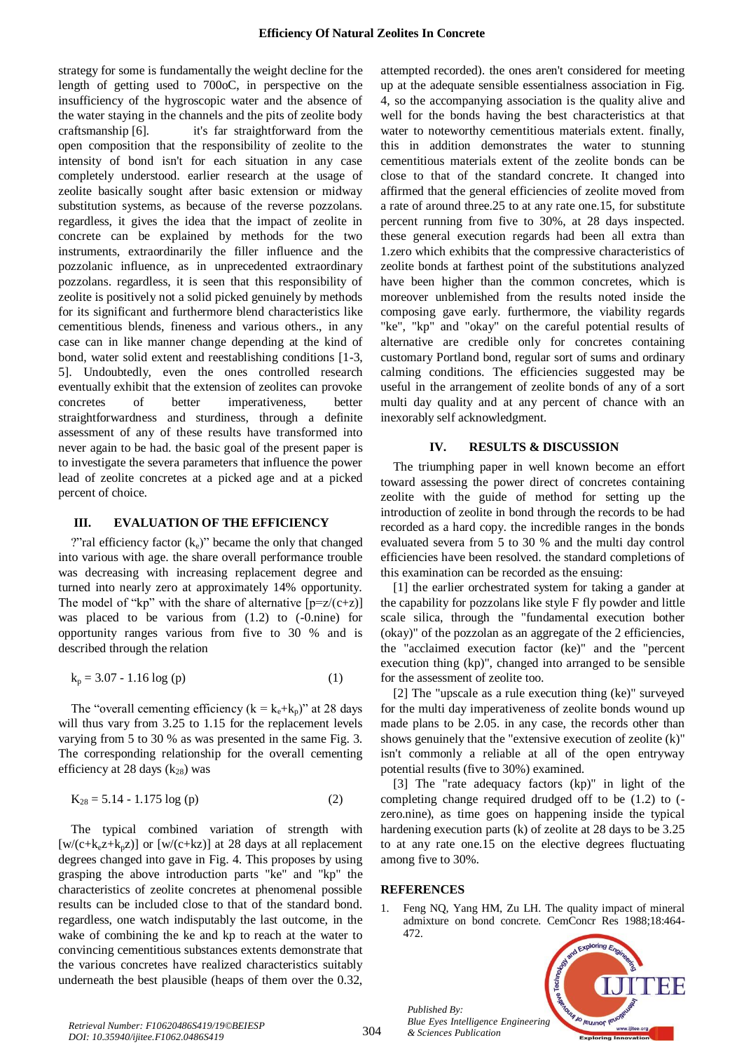strategy for some is fundamentally the weight decline for the length of getting used to 700oC, in perspective on the insufficiency of the hygroscopic water and the absence of the water staying in the channels and the pits of zeolite body craftsmanship [6]. it's far straightforward from the open composition that the responsibility of zeolite to the intensity of bond isn't for each situation in any case completely understood. earlier research at the usage of zeolite basically sought after basic extension or midway substitution systems, as because of the reverse pozzolans. regardless, it gives the idea that the impact of zeolite in concrete can be explained by methods for the two instruments, extraordinarily the filler influence and the pozzolanic influence, as in unprecedented extraordinary pozzolans. regardless, it is seen that this responsibility of zeolite is positively not a solid picked genuinely by methods for its significant and furthermore blend characteristics like cementitious blends, fineness and various others., in any case can in like manner change depending at the kind of bond, water solid extent and reestablishing conditions [1-3, 5]. Undoubtedly, even the ones controlled research eventually exhibit that the extension of zeolites can provoke concretes of better imperativeness, better straightforwardness and sturdiness, through a definite assessment of any of these results have transformed into never again to be had. the basic goal of the present paper is to investigate the severa parameters that influence the power lead of zeolite concretes at a picked age and at a picked percent of choice.

## III. EVALUATION OF THE EFFICIENCY

?"ral efficiency factor ($k_e$)" became the only that changed into various with age. the share overall performance trouble was decreasing with increasing replacement degree and turned into nearly zero at approximately 14% opportunity. The model of "kp" with the share of alternative $[p=z/(c+z)]$ was placed to be various from (1.2) to (-0.nine) for opportunity ranges various from five to 30 % and is described through the relation

$$k_p = 3.07 - 1.16 \log (p) \qquad (1)$$

The "overall cementing efficiency ($k = k_e+k_p$)" at 28 days will thus vary from 3.25 to 1.15 for the replacement levels varying from 5 to 30 % as was presented in the same Fig. 3. The corresponding relationship for the overall cementing efficiency at 28 days ($k_{28}$) was

$$K_{28} = 5.14 - 1.175 \log (p) \qquad (2)$$

The typical combined variation of strength with $[w/(c+k_e z+k_p z)]$ or $[w/(c+kz)]$ at 28 days at all replacement degrees changed into gave in Fig. 4. This proposes by using grasping the above introduction parts "ke" and "kp" the characteristics of zeolite concretes at phenomenal possible results can be included close to that of the standard bond. regardless, one watch indisputably the last outcome, in the wake of combining the ke and kp to reach at the water to convincing cementitious substances extents demonstrate that the various concretes have realized characteristics suitably underneath the best plausible (heaps of them over the 0.32, attempted recorded). the ones aren't considered for meeting up at the adequate sensible essentialness association in Fig. 4, so the accompanying association is the quality alive and well for the bonds having the best characteristics at that water to noteworthy cementitious materials extent. finally, this in addition demonstrates the water to stunning cementitious materials extent of the zeolite bonds can be close to that of the standard concrete. It changed into affirmed that the general efficiencies of zeolite moved from a rate of around three.25 to at any rate one.15, for substitute percent running from five to 30%, at 28 days inspected. these general execution regards had been all extra than 1.zero which exhibits that the compressive characteristics of zeolite bonds at farthest point of the substitutions analyzed have been higher than the common concretes, which is moreover unblemished from the results noted inside the composing gave early. furthermore, the viability regards "ke", "kp" and "okay" on the careful potential results of alternative are credible only for concretes containing customary Portland bond, regular sort of sums and ordinary calming conditions. The efficiencies suggested may be useful in the arrangement of zeolite bonds of any of a sort multi day quality and at any percent of chance with an inexorably self acknowledgment.

## IV. RESULTS & DISCUSSION

The triumphing paper in well known become an effort toward assessing the power direct of concretes containing zeolite with the guide of method for setting up the introduction of zeolite in bond through the records to be had recorded as a hard copy. the incredible ranges in the bonds evaluated severa from 5 to 30 % and the multi day control efficiencies have been resolved. the standard completions of this examination can be recorded as the ensuing:

[1] the earlier orchestrated system for taking a gander at the capability for pozzolans like style F fly powder and little scale silica, through the "fundamental execution bother (okay)" of the pozzolan as an aggregate of the 2 efficiencies, the "acclaimed execution factor (ke)" and the "percent execution thing (kp)", changed into arranged to be sensible for the assessment of zeolite too.

[2] The "upscale as a rule execution thing (ke)" surveyed for the multi day imperativeness of zeolite bonds wound up made plans to be 2.05. in any case, the records other than shows genuinely that the "extensive execution of zeolite (k)" isn't commonly a reliable at all of the open entryway potential results (five to 30%) examined.

[3] The "rate adequacy factors (kp)" in light of the completing change required drudged off to be (1.2) to (-zero.nine), as time goes on happening inside the typical hardening execution parts (k) of zeolite at 28 days to be 3.25 to at any rate one.15 on the elective degrees fluctuating among five to 30%.

## REFERENCES

1. Feng NQ, Yang HM, Zu LH. The quality impact of mineral admixture on bond concrete. CemConcr Res 1988;18:464-472.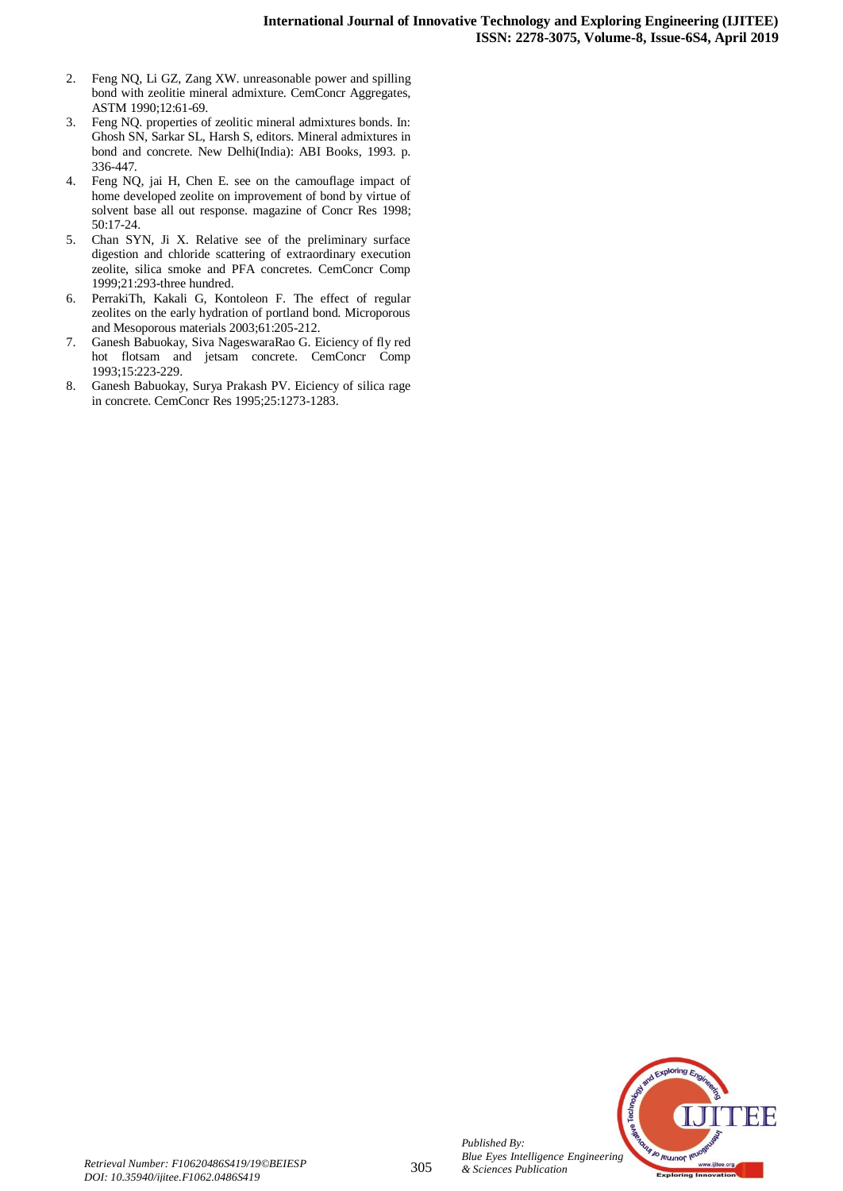2. Feng NQ, Li GZ, Zang XW. unreasonable power and spilling bond with zeolitie mineral admixture. CemConcr Aggregates, ASTM 1990;12:61-69.
3. Feng NQ. properties of zeolitic mineral admixtures bonds. In: Ghosh SN, Sarkar SL, Harsh S, editors. Mineral admixtures in bond and concrete. New Delhi(India): ABI Books, 1993. p. 336-447.
4. Feng NQ, jai H, Chen E. see on the camouflage impact of home developed zeolite on improvement of bond by virtue of solvent base all out response. magazine of Concr Res 1998; 50:17-24.
5. Chan SYN, Ji X. Relative see of the preliminary surface digestion and chloride scattering of extraordinary execution zeolite, silica smoke and PFA concretes. CemConcr Comp 1999;21:293-three hundred.
6. PerrakiTh, Kakali G, Kontoleon F. The effect of regular zeolites on the early hydration of portland bond. Microporous and Mesoporous materials 2003;61:205-212.
7. Ganesh Babuokay, Siva NageswaraRao G. Eiciency of fly red hot flotsam and jetsam concrete. CemConcr Comp 1993;15:223-229.
8. Ganesh Babuokay, Surya Prakash PV. Eiciency of silica rage in concrete. CemConcr Res 1995;25:1273-1283.